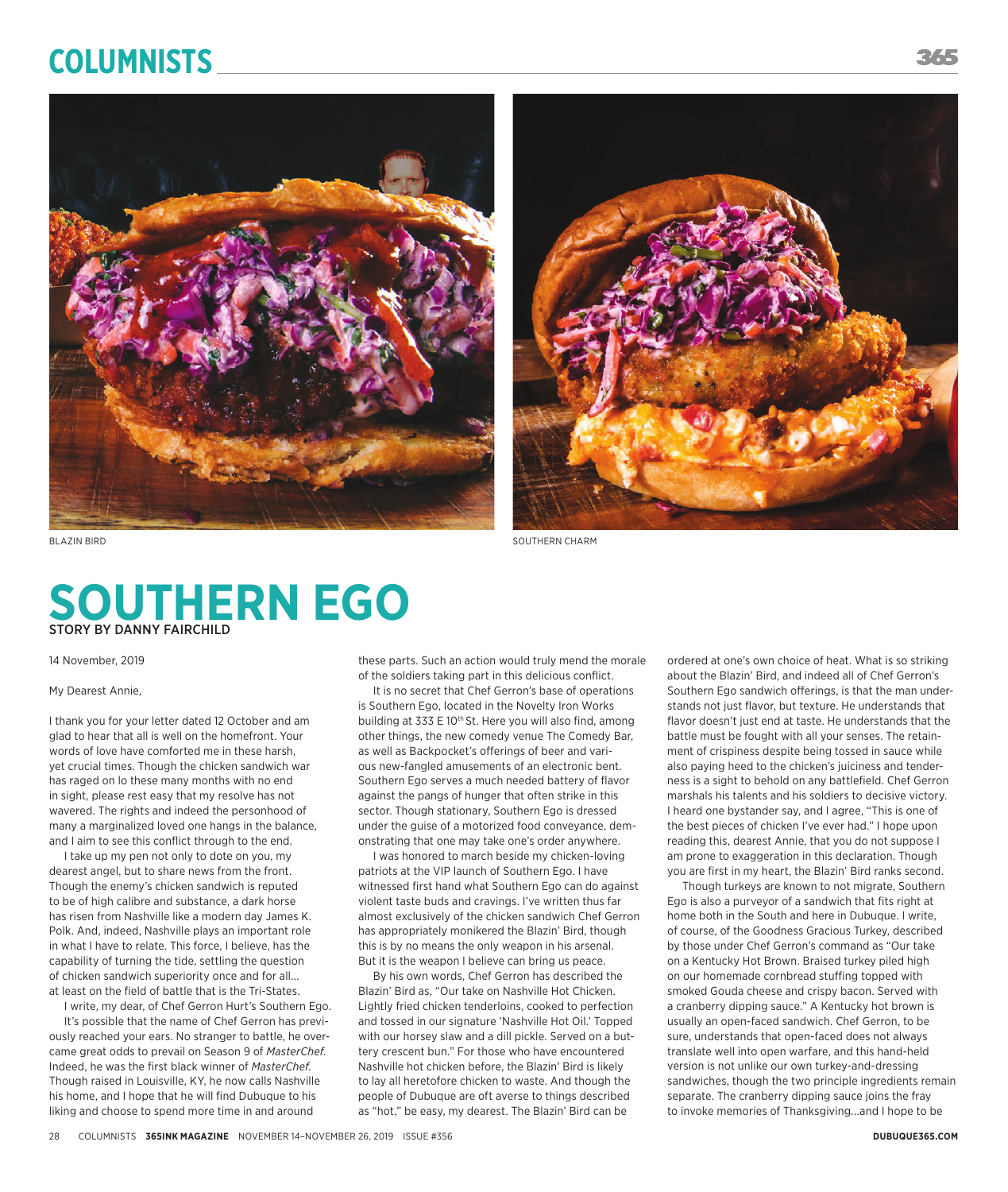BLAZIN BIRD

SOUTHERN CHARM

# SOUTHERN EGO

STORY BY DANNY FAIRCHILD

14 November, 2019

My Dearest Annie,

I thank you for your letter dated 12 October and am glad to hear that all is well on the homefront. Your words of love have comforted me in these harsh, yet crucial times. Though the chicken sandwich war has raged on lo these many months with no end in sight, please rest easy that my resolve has not wavered. The rights and indeed the personhood of many a marginalized loved one hangs in the balance, and I aim to see this conflict through to the end.

I take up my pen not only to dote on you, my dearest angel, but to share news from the front. Though the enemy's chicken sandwich is reputed to be of high calibre and substance, a dark horse has risen from Nashville like a modern day James K. Polk. And, indeed, Nashville plays an important role in what I have to relate. This force, I believe, has the capability of turning the tide, settling the question of chicken sandwich superiority once and for all… at least on the field of battle that is the Tri-States.

I write, my dear, of Chef Gerron Hurt's Southern Ego.

It's possible that the name of Chef Gerron has previously reached your ears. No stranger to battle, he overcame great odds to prevail on Season 9 of *MasterChef*. Indeed, he was the first black winner of *MasterChef*. Though raised in Louisville, KY, he now calls Nashville his home, and I hope that he will find Dubuque to his liking and choose to spend more time in and around these parts. Such an action would truly mend the morale of the soldiers taking part in this delicious conflict.

It is no secret that Chef Gerron's base of operations is Southern Ego, located in the Novelty Iron Works building at 333 E 10th St. Here you will also find, among other things, the new comedy venue The Comedy Bar, as well as Backpocket's offerings of beer and various new-fangled amusements of an electronic bent. Southern Ego serves a much needed battery of flavor against the pangs of hunger that often strike in this sector. Though stationary, Southern Ego is dressed under the guise of a motorized food conveyance, demonstrating that one may take one's order anywhere.

I was honored to march beside my chicken-loving patriots at the VIP launch of Southern Ego. I have witnessed first hand what Southern Ego can do against violent taste buds and cravings. I've written thus far almost exclusively of the chicken sandwich Chef Gerron has appropriately monikered the Blazin' Bird, though this is by no means the only weapon in his arsenal. But it is the weapon I believe can bring us peace.

By his own words, Chef Gerron has described the Blazin' Bird as, "Our take on Nashville Hot Chicken. Lightly fried chicken tenderloins, cooked to perfection and tossed in our signature 'Nashville Hot Oil.' Topped with our horsey slaw and a dill pickle. Served on a buttery crescent bun." For those who have encountered Nashville hot chicken before, the Blazin' Bird is likely to lay all heretofore chicken to waste. And though the people of Dubuque are oft averse to things described as "hot," be easy, my dearest. The Blazin' Bird can be ordered at one's own choice of heat. What is so striking about the Blazin' Bird, and indeed all of Chef Gerron's Southern Ego sandwich offerings, is that the man understands not just flavor, but texture. He understands that flavor doesn't just end at taste. He understands that the battle must be fought with all your senses. The retainment of crispiness despite being tossed in sauce while also paying heed to the chicken's juiciness and tenderness is a sight to behold on any battlefield. Chef Gerron marshals his talents and his soldiers to decisive victory. I heard one bystander say, and I agree, "This is one of the best pieces of chicken I've ever had." I hope upon reading this, dearest Annie, that you do not suppose I am prone to exaggeration in this declaration. Though you are first in my heart, the Blazin' Bird ranks second.

Though turkeys are known to not migrate, Southern Ego is also a purveyor of a sandwich that fits right at home both in the South and here in Dubuque. I write, of course, of the Goodness Gracious Turkey, described by those under Chef Gerron's command as "Our take on a Kentucky Hot Brown. Braised turkey piled high on our homemade cornbread stuffing topped with smoked Gouda cheese and crispy bacon. Served with a cranberry dipping sauce." A Kentucky hot brown is usually an open-faced sandwich. Chef Gerron, to be sure, understands that open-faced does not always translate well into open warfare, and this hand-held version is not unlike our own turkey-and-dressing sandwiches, though the two principle ingredients remain separate. The cranberry dipping sauce joins the fray to invoke memories of Thanksgiving…and I hope to be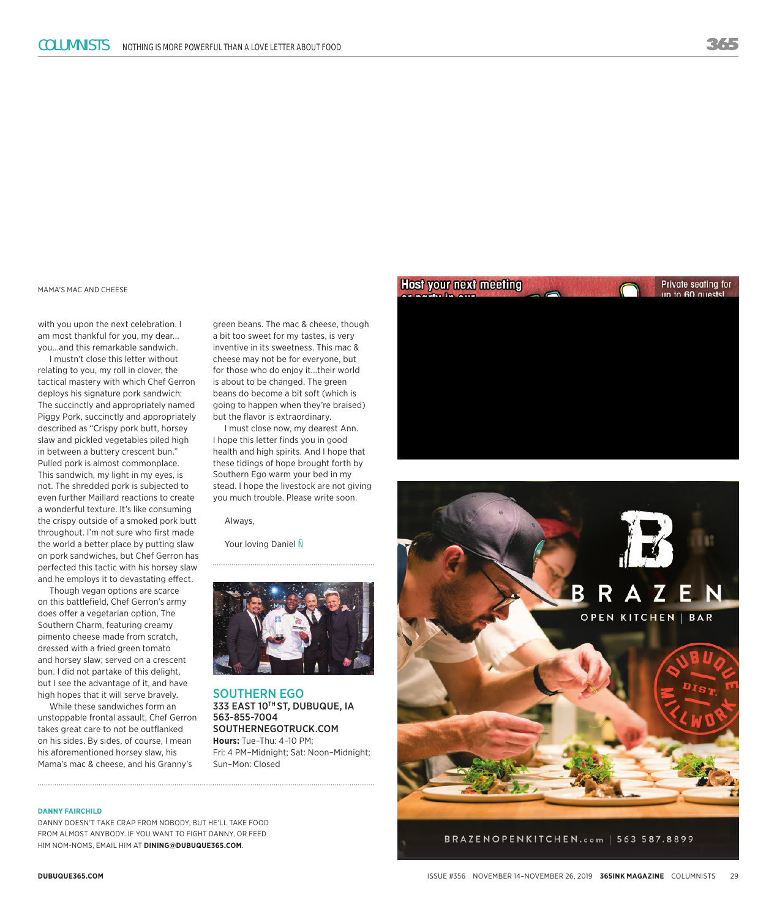MAMA'S MAC AND CHEESE

with you upon the next celebration. I am most thankful for you, my dear… you…and this remarkable sandwich.

I mustn't close this letter without relating to you, my roll in clover, the tactical mastery with which Chef Gerron deploys his signature pork sandwich: The succinctly and appropriately named Piggy Pork, succinctly and appropriately described as "Crispy pork butt, horsey slaw and pickled vegetables piled high in between a buttery crescent bun." Pulled pork is almost commonplace. This sandwich, my light in my eyes, is not. The shredded pork is subjected to even further Maillard reactions to create a wonderful texture. It's like consuming the crispy outside of a smoked pork butt throughout. I'm not sure who first made the world a better place by putting slaw on pork sandwiches, but Chef Gerron has perfected this tactic with his horsey slaw and he employs it to devastating effect.

Though vegan options are scarce on this battlefield, Chef Gerron's army does offer a vegetarian option, The Southern Charm, featuring creamy pimento cheese made from scratch, dressed with a fried green tomato and horsey slaw; served on a crescent bun. I did not partake of this delight, but I see the advantage of it, and have high hopes that it will serve bravely.

While these sandwiches form an unstoppable frontal assault, Chef Gerron takes great care to not be outflanked on his sides. By sides, of course, I mean his aforementioned horsey slaw, his Mama's mac & cheese, and his Granny's green beans. The mac & cheese, though a bit too sweet for my tastes, is very inventive in its sweetness. This mac & cheese may not be for everyone, but for those who do enjoy it…their world is about to be changed. The green beans do become a bit soft (which is going to happen when they're braised) but the flavor is extraordinary.

I must close now, my dearest Ann. I hope this letter finds you in good health and high spirits. And I hope that these tidings of hope brought forth by Southern Ego warm your bed in my stead. I hope the livestock are not giving you much trouble. Please write soon.

Always,

Your loving Daniel Ñ

## SOUTHERN EGO

**333 EAST 10TH ST, DUBUQUE, IA**
**563-855-7004**
**SOUTHERNEGOTRUCK.COM**
**Hours:** Tue–Thu: 4–10 PM;
Fri: 4 PM–Midnight; Sat: Noon–Midnight;
Sun–Mon: Closed

**DANNY FAIRCHILD**

DANNY DOESN'T TAKE CRAP FROM NOBODY, BUT HE'LL TAKE FOOD FROM ALMOST ANYBODY. IF YOU WANT TO FIGHT DANNY, OR FEED HIM NOM-NOMS, EMAIL HIM AT **DINING@DUBUQUE365.COM**.